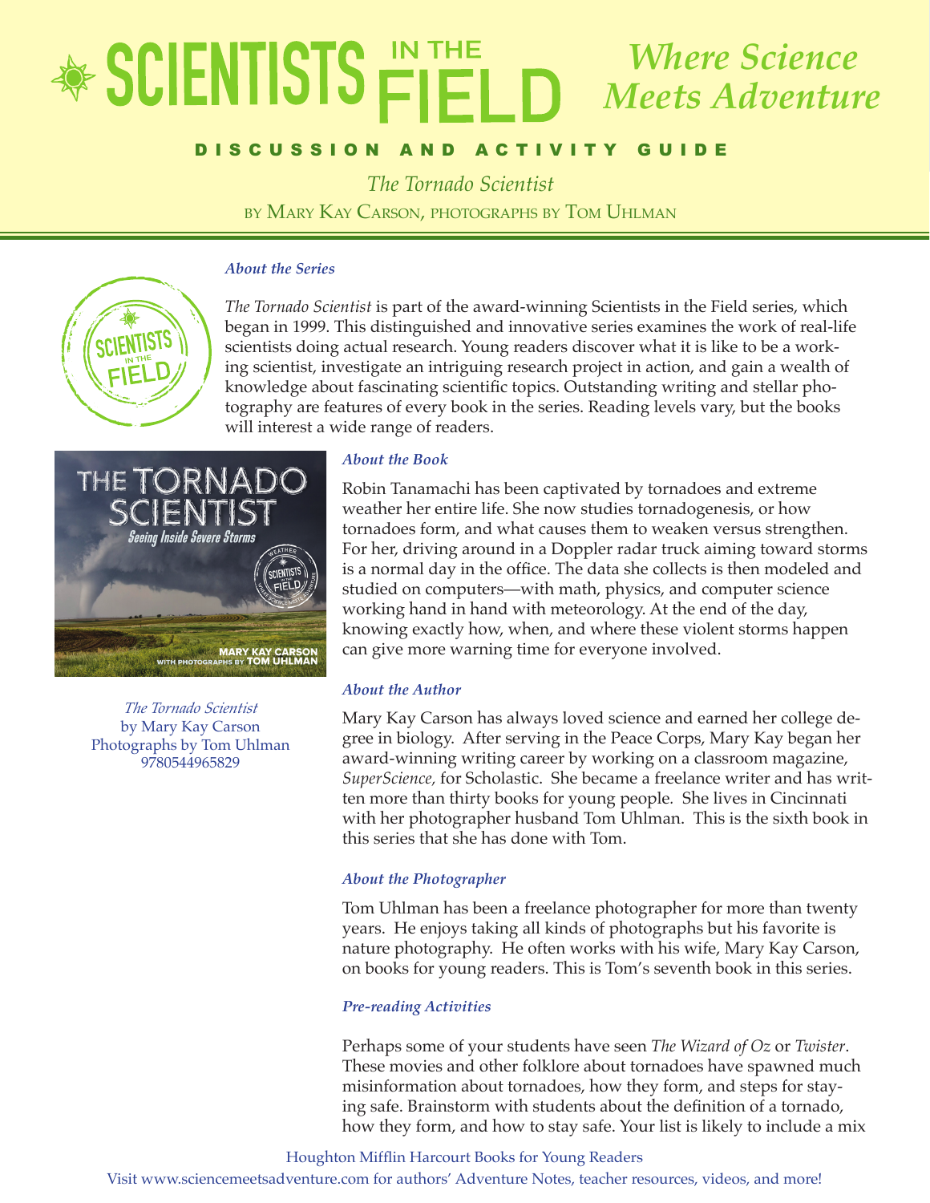# SCIENTISTS IN THE FIELD

*Where Science Meets Adventure*

## DISCUSSION AND ACTIVITY GUIDE

*The Tornado Scientist*

by Mary Kay Carson, photographs by Tom Uhlman

### *About the Series*

*The Tornado Scientist* is part of the award-winning Scientists in the Field series, which began in 1999. This distinguished and innovative series examines the work of real-life scientists doing actual research. Young readers discover what it is like to be a working scientist, investigate an intriguing research project in action, and gain a wealth of knowledge about fascinating scientific topics. Outstanding writing and stellar photography are features of every book in the series. Reading levels vary, but the books will interest a wide range of readers.

*The Tornado Scientist*
by Mary Kay Carson
Photographs by Tom Uhlman
9780544965829

### *About the Book*

Robin Tanamachi has been captivated by tornadoes and extreme weather her entire life. She now studies tornadogenesis, or how tornadoes form, and what causes them to weaken versus strengthen. For her, driving around in a Doppler radar truck aiming toward storms is a normal day in the office. The data she collects is then modeled and studied on computers—with math, physics, and computer science working hand in hand with meteorology. At the end of the day, knowing exactly how, when, and where these violent storms happen can give more warning time for everyone involved.

### *About the Author*

Mary Kay Carson has always loved science and earned her college degree in biology. After serving in the Peace Corps, Mary Kay began her award-winning writing career by working on a classroom magazine, *SuperScience,* for Scholastic. She became a freelance writer and has written more than thirty books for young people. She lives in Cincinnati with her photographer husband Tom Uhlman. This is the sixth book in this series that she has done with Tom.

### *About the Photographer*

Tom Uhlman has been a freelance photographer for more than twenty years. He enjoys taking all kinds of photographs but his favorite is nature photography. He often works with his wife, Mary Kay Carson, on books for young readers. This is Tom's seventh book in this series.

### *Pre-reading Activities*

Perhaps some of your students have seen *The Wizard of Oz* or *Twister*. These movies and other folklore about tornadoes have spawned much misinformation about tornadoes, how they form, and steps for staying safe. Brainstorm with students about the definition of a tornado, how they form, and how to stay safe. Your list is likely to include a mix

Houghton Mifflin Harcourt Books for Young Readers
Visit www.sciencemeetsadventure.com for authors' Adventure Notes, teacher resources, videos, and more!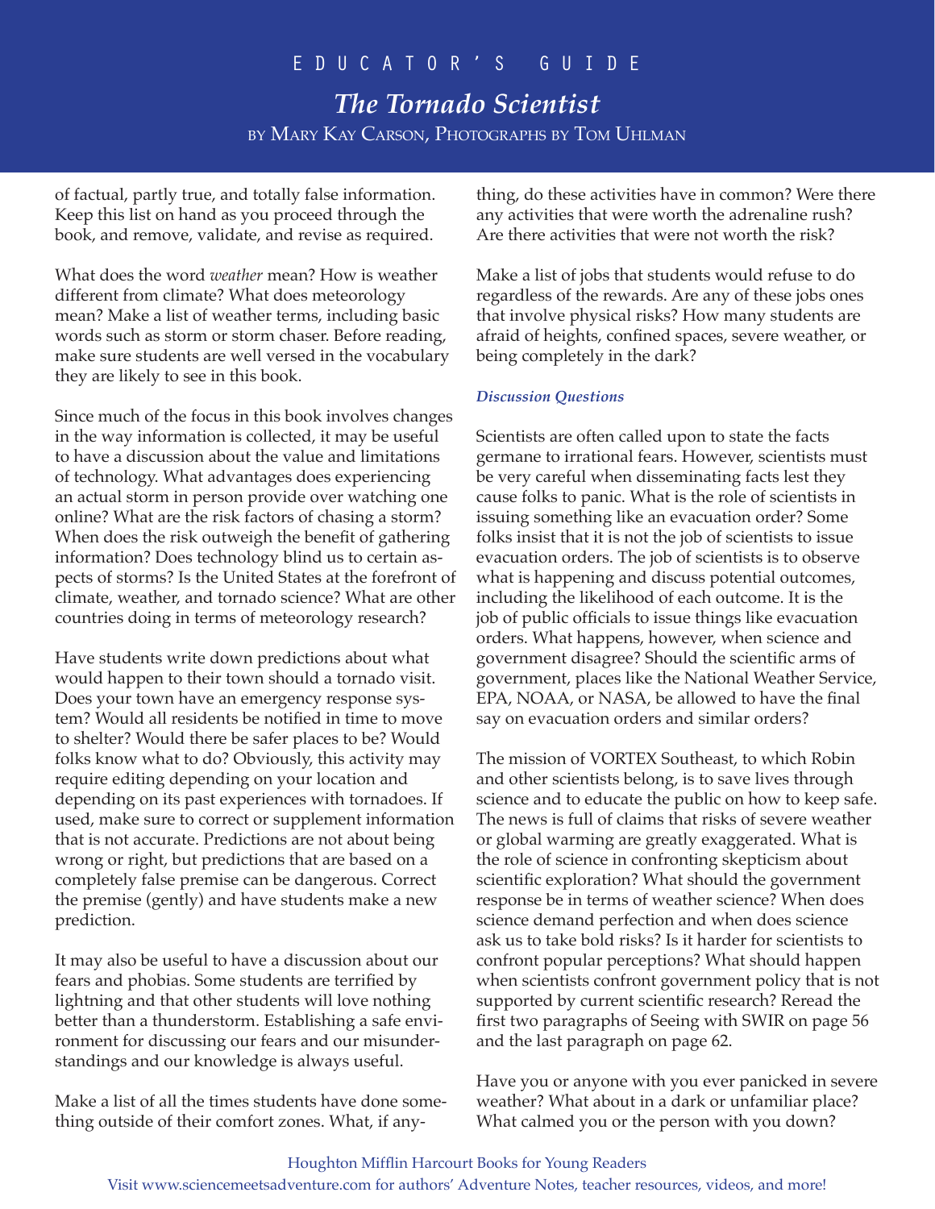of factual, partly true, and totally false information. Keep this list on hand as you proceed through the book, and remove, validate, and revise as required.

What does the word *weather* mean? How is weather different from climate? What does meteorology mean? Make a list of weather terms, including basic words such as storm or storm chaser. Before reading, make sure students are well versed in the vocabulary they are likely to see in this book.

Since much of the focus in this book involves changes in the way information is collected, it may be useful to have a discussion about the value and limitations of technology. What advantages does experiencing an actual storm in person provide over watching one online? What are the risk factors of chasing a storm? When does the risk outweigh the benefit of gathering information? Does technology blind us to certain aspects of storms? Is the United States at the forefront of climate, weather, and tornado science? What are other countries doing in terms of meteorology research?

Have students write down predictions about what would happen to their town should a tornado visit. Does your town have an emergency response system? Would all residents be notified in time to move to shelter? Would there be safer places to be? Would folks know what to do? Obviously, this activity may require editing depending on your location and depending on its past experiences with tornadoes. If used, make sure to correct or supplement information that is not accurate. Predictions are not about being wrong or right, but predictions that are based on a completely false premise can be dangerous. Correct the premise (gently) and have students make a new prediction.

It may also be useful to have a discussion about our fears and phobias. Some students are terrified by lightning and that other students will love nothing better than a thunderstorm. Establishing a safe environment for discussing our fears and our misunderstandings and our knowledge is always useful.

Make a list of all the times students have done something outside of their comfort zones. What, if anything, do these activities have in common? Were there any activities that were worth the adrenaline rush? Are there activities that were not worth the risk?

Make a list of jobs that students would refuse to do regardless of the rewards. Are any of these jobs ones that involve physical risks? How many students are afraid of heights, confined spaces, severe weather, or being completely in the dark?

### *Discussion Questions*

Scientists are often called upon to state the facts germane to irrational fears. However, scientists must be very careful when disseminating facts lest they cause folks to panic. What is the role of scientists in issuing something like an evacuation order? Some folks insist that it is not the job of scientists to issue evacuation orders. The job of scientists is to observe what is happening and discuss potential outcomes, including the likelihood of each outcome. It is the job of public officials to issue things like evacuation orders. What happens, however, when science and government disagree? Should the scientific arms of government, places like the National Weather Service, EPA, NOAA, or NASA, be allowed to have the final say on evacuation orders and similar orders?

The mission of VORTEX Southeast, to which Robin and other scientists belong, is to save lives through science and to educate the public on how to keep safe. The news is full of claims that risks of severe weather or global warming are greatly exaggerated. What is the role of science in confronting skepticism about scientific exploration? What should the government response be in terms of weather science? When does science demand perfection and when does science ask us to take bold risks? Is it harder for scientists to confront popular perceptions? What should happen when scientists confront government policy that is not supported by current scientific research? Reread the first two paragraphs of Seeing with SWIR on page 56 and the last paragraph on page 62.

Have you or anyone with you ever panicked in severe weather? What about in a dark or unfamiliar place? What calmed you or the person with you down?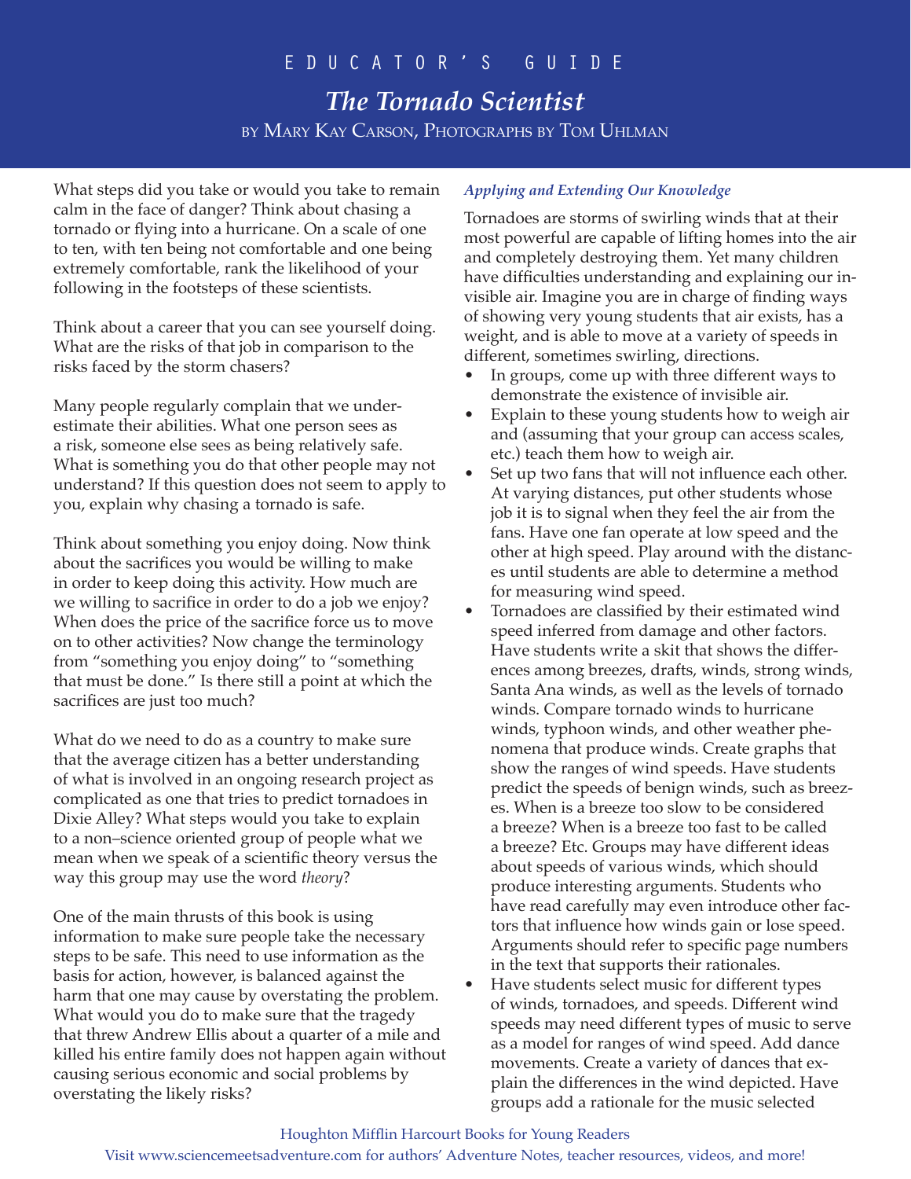What steps did you take or would you take to remain calm in the face of danger? Think about chasing a tornado or flying into a hurricane. On a scale of one to ten, with ten being not comfortable and one being extremely comfortable, rank the likelihood of your following in the footsteps of these scientists.

Think about a career that you can see yourself doing. What are the risks of that job in comparison to the risks faced by the storm chasers?

Many people regularly complain that we underestimate their abilities. What one person sees as a risk, someone else sees as being relatively safe. What is something you do that other people may not understand? If this question does not seem to apply to you, explain why chasing a tornado is safe.

Think about something you enjoy doing. Now think about the sacrifices you would be willing to make in order to keep doing this activity. How much are we willing to sacrifice in order to do a job we enjoy? When does the price of the sacrifice force us to move on to other activities? Now change the terminology from "something you enjoy doing" to "something that must be done." Is there still a point at which the sacrifices are just too much?

What do we need to do as a country to make sure that the average citizen has a better understanding of what is involved in an ongoing research project as complicated as one that tries to predict tornadoes in Dixie Alley? What steps would you take to explain to a non–science oriented group of people what we mean when we speak of a scientific theory versus the way this group may use the word *theory*?

One of the main thrusts of this book is using information to make sure people take the necessary steps to be safe. This need to use information as the basis for action, however, is balanced against the harm that one may cause by overstating the problem. What would you do to make sure that the tragedy that threw Andrew Ellis about a quarter of a mile and killed his entire family does not happen again without causing serious economic and social problems by overstating the likely risks?

### *Applying and Extending Our Knowledge*

Tornadoes are storms of swirling winds that at their most powerful are capable of lifting homes into the air and completely destroying them. Yet many children have difficulties understanding and explaining our invisible air. Imagine you are in charge of finding ways of showing very young students that air exists, has a weight, and is able to move at a variety of speeds in different, sometimes swirling, directions.

- In groups, come up with three different ways to demonstrate the existence of invisible air.
- Explain to these young students how to weigh air and (assuming that your group can access scales, etc.) teach them how to weigh air.
- Set up two fans that will not influence each other. At varying distances, put other students whose job it is to signal when they feel the air from the fans. Have one fan operate at low speed and the other at high speed. Play around with the distances until students are able to determine a method for measuring wind speed.
- Tornadoes are classified by their estimated wind speed inferred from damage and other factors. Have students write a skit that shows the differences among breezes, drafts, winds, strong winds, Santa Ana winds, as well as the levels of tornado winds. Compare tornado winds to hurricane winds, typhoon winds, and other weather phenomena that produce winds. Create graphs that show the ranges of wind speeds. Have students predict the speeds of benign winds, such as breezes. When is a breeze too slow to be considered a breeze? When is a breeze too fast to be called a breeze? Etc. Groups may have different ideas about speeds of various winds, which should produce interesting arguments. Students who have read carefully may even introduce other factors that influence how winds gain or lose speed. Arguments should refer to specific page numbers in the text that supports their rationales.
- Have students select music for different types of winds, tornadoes, and speeds. Different wind speeds may need different types of music to serve as a model for ranges of wind speed. Add dance movements. Create a variety of dances that explain the differences in the wind depicted. Have groups add a rationale for the music selected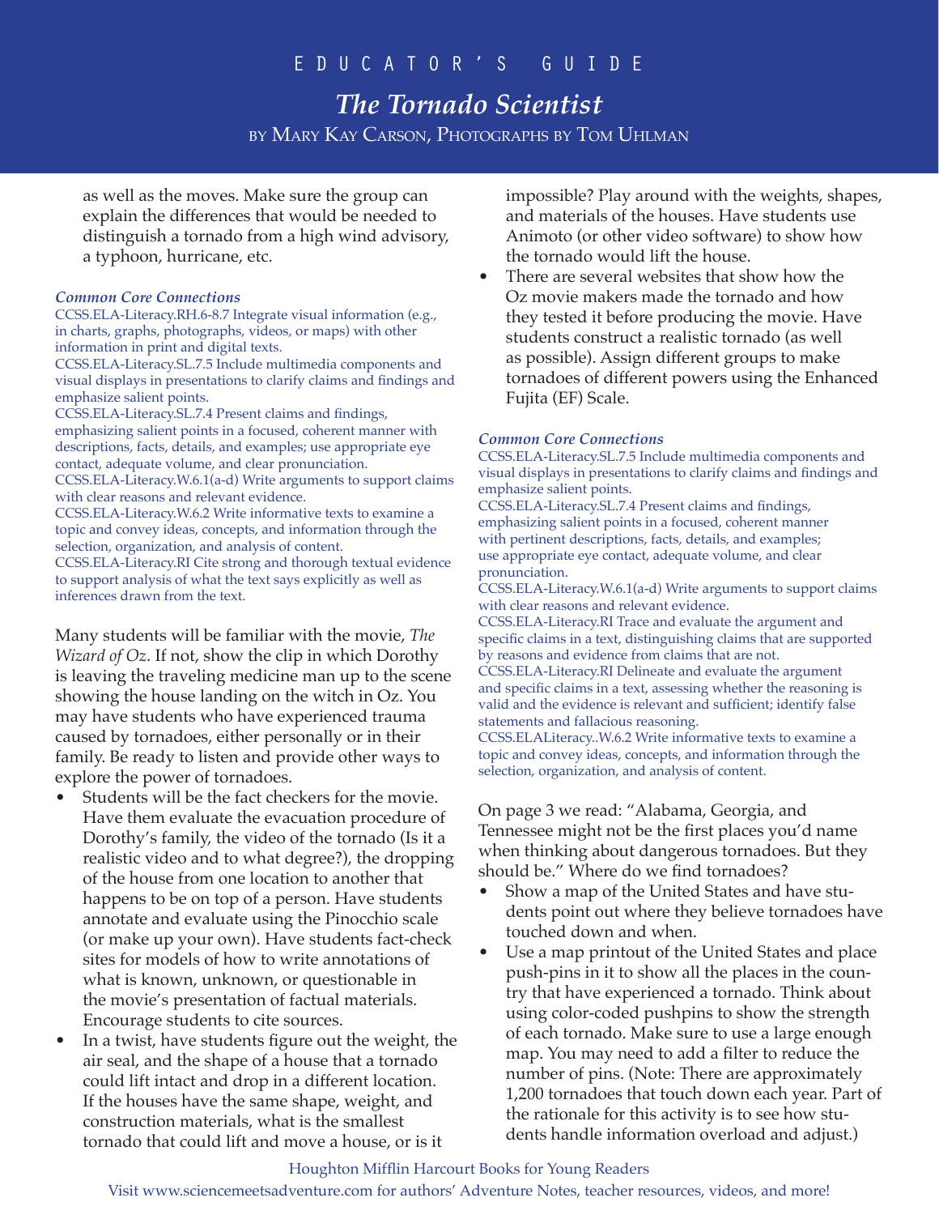as well as the moves. Make sure the group can explain the differences that would be needed to distinguish a tornado from a high wind advisory, a typhoon, hurricane, etc.

***Common Core Connections***

CCSS.ELA-Literacy.RH.6-8.7 Integrate visual information (e.g., in charts, graphs, photographs, videos, or maps) with other information in print and digital texts.
CCSS.ELA-Literacy.SL.7.5 Include multimedia components and visual displays in presentations to clarify claims and findings and emphasize salient points.
CCSS.ELA-Literacy.SL.7.4 Present claims and findings, emphasizing salient points in a focused, coherent manner with descriptions, facts, details, and examples; use appropriate eye contact, adequate volume, and clear pronunciation.
CCSS.ELA-Literacy.W.6.1(a-d) Write arguments to support claims with clear reasons and relevant evidence.
CCSS.ELA-Literacy.W.6.2 Write informative texts to examine a topic and convey ideas, concepts, and information through the selection, organization, and analysis of content.
CCSS.ELA-Literacy.RI Cite strong and thorough textual evidence to support analysis of what the text says explicitly as well as inferences drawn from the text.

Many students will be familiar with the movie, *The Wizard of Oz*. If not, show the clip in which Dorothy is leaving the traveling medicine man up to the scene showing the house landing on the witch in Oz. You may have students who have experienced trauma caused by tornadoes, either personally or in their family. Be ready to listen and provide other ways to explore the power of tornadoes.

- Students will be the fact checkers for the movie. Have them evaluate the evacuation procedure of Dorothy's family, the video of the tornado (Is it a realistic video and to what degree?), the dropping of the house from one location to another that happens to be on top of a person. Have students annotate and evaluate using the Pinocchio scale (or make up your own). Have students fact-check sites for models of how to write annotations of what is known, unknown, or questionable in the movie's presentation of factual materials. Encourage students to cite sources.
- In a twist, have students figure out the weight, the air seal, and the shape of a house that a tornado could lift intact and drop in a different location. If the houses have the same shape, weight, and construction materials, what is the smallest tornado that could lift and move a house, or is it impossible? Play around with the weights, shapes, and materials of the houses. Have students use Animoto (or other video software) to show how the tornado would lift the house.
- There are several websites that show how the Oz movie makers made the tornado and how they tested it before producing the movie. Have students construct a realistic tornado (as well as possible). Assign different groups to make tornadoes of different powers using the Enhanced Fujita (EF) Scale.

***Common Core Connections***

CCSS.ELA-Literacy.SL.7.5 Include multimedia components and visual displays in presentations to clarify claims and findings and emphasize salient points.
CCSS.ELA-Literacy.SL.7.4 Present claims and findings, emphasizing salient points in a focused, coherent manner with pertinent descriptions, facts, details, and examples; use appropriate eye contact, adequate volume, and clear pronunciation.
CCSS.ELA-Literacy.W.6.1(a-d) Write arguments to support claims with clear reasons and relevant evidence.
CCSS.ELA-Literacy.RI Trace and evaluate the argument and specific claims in a text, distinguishing claims that are supported by reasons and evidence from claims that are not.
CCSS.ELA-Literacy.RI Delineate and evaluate the argument and specific claims in a text, assessing whether the reasoning is valid and the evidence is relevant and sufficient; identify false statements and fallacious reasoning.
CCSS.ELALiteracy..W.6.2 Write informative texts to examine a topic and convey ideas, concepts, and information through the selection, organization, and analysis of content.

On page 3 we read: "Alabama, Georgia, and Tennessee might not be the first places you'd name when thinking about dangerous tornadoes. But they should be." Where do we find tornadoes?

- Show a map of the United States and have students point out where they believe tornadoes have touched down and when.
- Use a map printout of the United States and place push-pins in it to show all the places in the country that have experienced a tornado. Think about using color-coded pushpins to show the strength of each tornado. Make sure to use a large enough map. You may need to add a filter to reduce the number of pins. (Note: There are approximately 1,200 tornadoes that touch down each year. Part of the rationale for this activity is to see how students handle information overload and adjust.)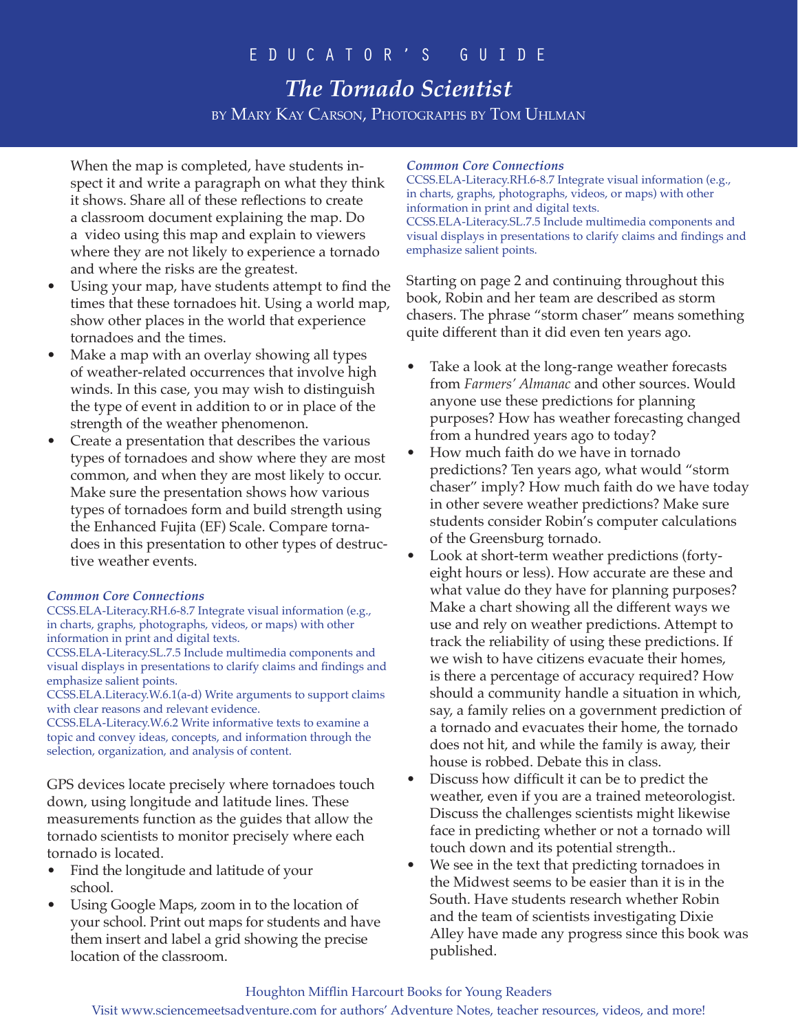When the map is completed, have students inspect it and write a paragraph on what they think it shows. Share all of these reflections to create a classroom document explaining the map. Do a video using this map and explain to viewers where they are not likely to experience a tornado and where the risks are the greatest.

- Using your map, have students attempt to find the times that these tornadoes hit. Using a world map, show other places in the world that experience tornadoes and the times.
- Make a map with an overlay showing all types of weather-related occurrences that involve high winds. In this case, you may wish to distinguish the type of event in addition to or in place of the strength of the weather phenomenon.
- Create a presentation that describes the various types of tornadoes and show where they are most common, and when they are most likely to occur. Make sure the presentation shows how various types of tornadoes form and build strength using the Enhanced Fujita (EF) Scale. Compare tornadoes in this presentation to other types of destructive weather events.

***Common Core Connections***

CCSS.ELA-Literacy.RH.6-8.7 Integrate visual information (e.g., in charts, graphs, photographs, videos, or maps) with other information in print and digital texts.
CCSS.ELA-Literacy.SL.7.5 Include multimedia components and visual displays in presentations to clarify claims and findings and emphasize salient points.
CCSS.ELA.Literacy.W.6.1(a-d) Write arguments to support claims with clear reasons and relevant evidence.
CCSS.ELA-Literacy.W.6.2 Write informative texts to examine a topic and convey ideas, concepts, and information through the selection, organization, and analysis of content.

GPS devices locate precisely where tornadoes touch down, using longitude and latitude lines. These measurements function as the guides that allow the tornado scientists to monitor precisely where each tornado is located.

- Find the longitude and latitude of your school.
- Using Google Maps, zoom in to the location of your school. Print out maps for students and have them insert and label a grid showing the precise location of the classroom.

***Common Core Connections***

CCSS.ELA-Literacy.RH.6-8.7 Integrate visual information (e.g., in charts, graphs, photographs, videos, or maps) with other information in print and digital texts.
CCSS.ELA-Literacy.SL.7.5 Include multimedia components and visual displays in presentations to clarify claims and findings and emphasize salient points.

Starting on page 2 and continuing throughout this book, Robin and her team are described as storm chasers. The phrase "storm chaser" means something quite different than it did even ten years ago.

- Take a look at the long-range weather forecasts from *Farmers' Almanac* and other sources. Would anyone use these predictions for planning purposes? How has weather forecasting changed from a hundred years ago to today?
- How much faith do we have in tornado predictions? Ten years ago, what would "storm chaser" imply? How much faith do we have today in other severe weather predictions? Make sure students consider Robin's computer calculations of the Greensburg tornado.
- Look at short-term weather predictions (forty-eight hours or less). How accurate are these and what value do they have for planning purposes? Make a chart showing all the different ways we use and rely on weather predictions. Attempt to track the reliability of using these predictions. If we wish to have citizens evacuate their homes, is there a percentage of accuracy required? How should a community handle a situation in which, say, a family relies on a government prediction of a tornado and evacuates their home, the tornado does not hit, and while the family is away, their house is robbed. Debate this in class.
- Discuss how difficult it can be to predict the weather, even if you are a trained meteorologist. Discuss the challenges scientists might likewise face in predicting whether or not a tornado will touch down and its potential strength..
- We see in the text that predicting tornadoes in the Midwest seems to be easier than it is in the South. Have students research whether Robin and the team of scientists investigating Dixie Alley have made any progress since this book was published.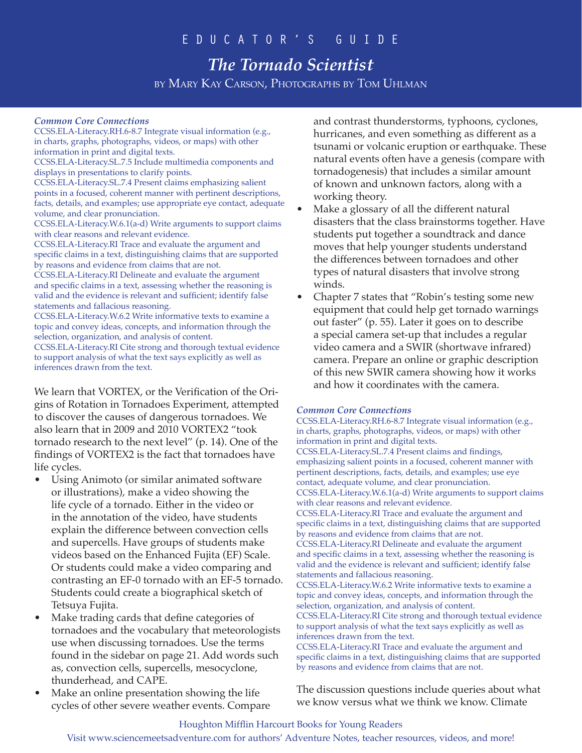# EDUCATOR'S GUIDE

## *The Tornado Scientist*

BY MARY KAY CARSON, PHOTOGRAPHS BY TOM UHLMAN

***Common Core Connections***

CCSS.ELA-Literacy.RH.6-8.7 Integrate visual information (e.g., in charts, graphs, photographs, videos, or maps) with other information in print and digital texts.
CCSS.ELA-Literacy.SL.7.5 Include multimedia components and displays in presentations to clarify points.
CCSS.ELA-Literacy.SL.7.4 Present claims emphasizing salient points in a focused, coherent manner with pertinent descriptions, facts, details, and examples; use appropriate eye contact, adequate volume, and clear pronunciation.
CCSS.ELA-Literacy.W.6.1(a-d) Write arguments to support claims with clear reasons and relevant evidence.
CCSS.ELA-Literacy.RI Trace and evaluate the argument and specific claims in a text, distinguishing claims that are supported by reasons and evidence from claims that are not.
CCSS.ELA-Literacy.RI Delineate and evaluate the argument and specific claims in a text, assessing whether the reasoning is valid and the evidence is relevant and sufficient; identify false statements and fallacious reasoning.
CCSS.ELA-Literacy.W.6.2 Write informative texts to examine a topic and convey ideas, concepts, and information through the selection, organization, and analysis of content.
CCSS.ELA-Literacy.RI Cite strong and thorough textual evidence to support analysis of what the text says explicitly as well as inferences drawn from the text.

We learn that VORTEX, or the Verification of the Origins of Rotation in Tornadoes Experiment, attempted to discover the causes of dangerous tornadoes. We also learn that in 2009 and 2010 VORTEX2 "took tornado research to the next level" (p. 14). One of the findings of VORTEX2 is the fact that tornadoes have life cycles.

- Using Animoto (or similar animated software or illustrations), make a video showing the life cycle of a tornado. Either in the video or in the annotation of the video, have students explain the difference between convection cells and supercells. Have groups of students make videos based on the Enhanced Fujita (EF) Scale. Or students could make a video comparing and contrasting an EF-0 tornado with an EF-5 tornado. Students could create a biographical sketch of Tetsuya Fujita.
- Make trading cards that define categories of tornadoes and the vocabulary that meteorologists use when discussing tornadoes. Use the terms found in the sidebar on page 21. Add words such as, convection cells, supercells, mesocyclone, thunderhead, and CAPE.
- Make an online presentation showing the life cycles of other severe weather events. Compare and contrast thunderstorms, typhoons, cyclones, hurricanes, and even something as different as a tsunami or volcanic eruption or earthquake. These natural events often have a genesis (compare with tornadogenesis) that includes a similar amount of known and unknown factors, along with a working theory.
- Make a glossary of all the different natural disasters that the class brainstorms together. Have students put together a soundtrack and dance moves that help younger students understand the differences between tornadoes and other types of natural disasters that involve strong winds.
- Chapter 7 states that "Robin's testing some new equipment that could help get tornado warnings out faster" (p. 55). Later it goes on to describe a special camera set-up that includes a regular video camera and a SWIR (shortwave infrared) camera. Prepare an online or graphic description of this new SWIR camera showing how it works and how it coordinates with the camera.

***Common Core Connections***

CCSS.ELA-Literacy.RH.6-8.7 Integrate visual information (e.g., in charts, graphs, photographs, videos, or maps) with other information in print and digital texts.
CCSS.ELA-Literacy.SL.7.4 Present claims and findings, emphasizing salient points in a focused, coherent manner with pertinent descriptions, facts, details, and examples; use eye contact, adequate volume, and clear pronunciation.
CCSS.ELA-Literacy.W.6.1(a-d) Write arguments to support claims with clear reasons and relevant evidence.
CCSS.ELA-Literacy.RI Trace and evaluate the argument and specific claims in a text, distinguishing claims that are supported by reasons and evidence from claims that are not.
CCSS.ELA-Literacy.RI Delineate and evaluate the argument and specific claims in a text, assessing whether the reasoning is valid and the evidence is relevant and sufficient; identify false statements and fallacious reasoning.
CCSS.ELA-Literacy.W.6.2 Write informative texts to examine a topic and convey ideas, concepts, and information through the selection, organization, and analysis of content.
CCSS.ELA-Literacy.RI Cite strong and thorough textual evidence to support analysis of what the text says explicitly as well as inferences drawn from the text.
CCSS.ELA-Literacy.RI Trace and evaluate the argument and specific claims in a text, distinguishing claims that are supported by reasons and evidence from claims that are not.

The discussion questions include queries about what we know versus what we think we know. Climate

Houghton Mifflin Harcourt Books for Young Readers
Visit www.sciencemeetsadventure.com for authors' Adventure Notes, teacher resources, videos, and more!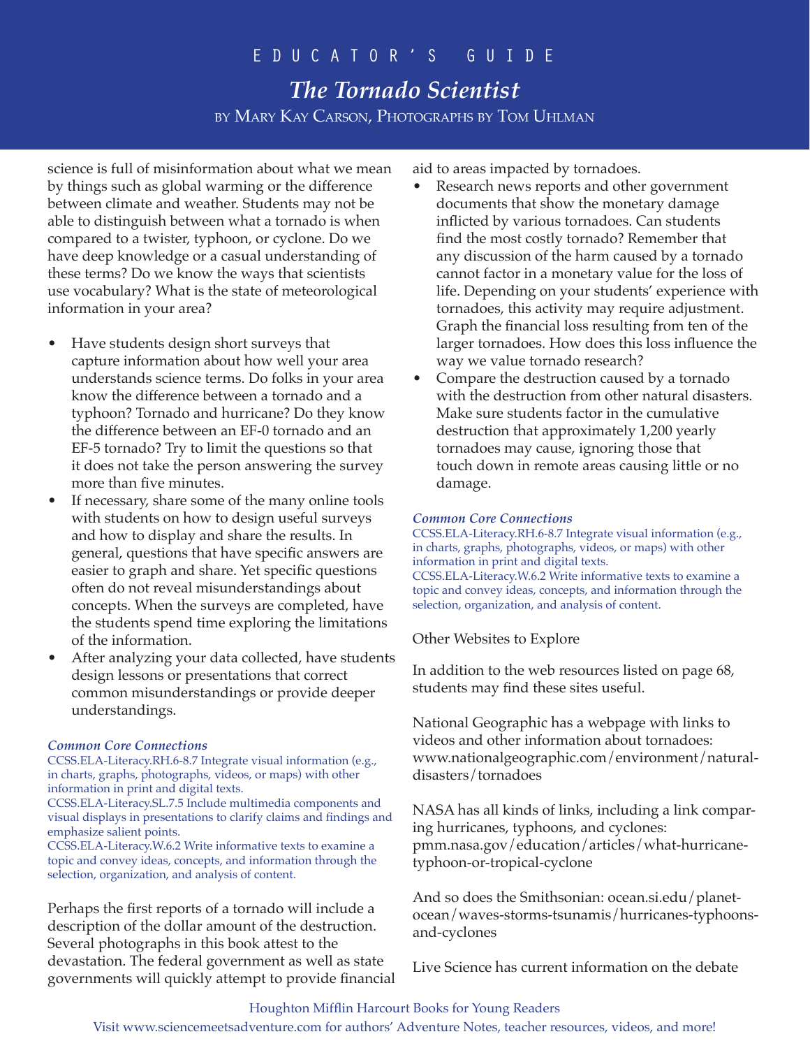science is full of misinformation about what we mean by things such as global warming or the difference between climate and weather. Students may not be able to distinguish between what a tornado is when compared to a twister, typhoon, or cyclone. Do we have deep knowledge or a casual understanding of these terms? Do we know the ways that scientists use vocabulary? What is the state of meteorological information in your area?

- Have students design short surveys that capture information about how well your area understands science terms. Do folks in your area know the difference between a tornado and a typhoon? Tornado and hurricane? Do they know the difference between an EF-0 tornado and an EF-5 tornado? Try to limit the questions so that it does not take the person answering the survey more than five minutes.
- If necessary, share some of the many online tools with students on how to design useful surveys and how to display and share the results. In general, questions that have specific answers are easier to graph and share. Yet specific questions often do not reveal misunderstandings about concepts. When the surveys are completed, have the students spend time exploring the limitations of the information.
- After analyzing your data collected, have students design lessons or presentations that correct common misunderstandings or provide deeper understandings.

***Common Core Connections***
CCSS.ELA-Literacy.RH.6-8.7 Integrate visual information (e.g., in charts, graphs, photographs, videos, or maps) with other information in print and digital texts.
CCSS.ELA-Literacy.SL.7.5 Include multimedia components and visual displays in presentations to clarify claims and findings and emphasize salient points.
CCSS.ELA-Literacy.W.6.2 Write informative texts to examine a topic and convey ideas, concepts, and information through the selection, organization, and analysis of content.

Perhaps the first reports of a tornado will include a description of the dollar amount of the destruction. Several photographs in this book attest to the devastation. The federal government as well as state governments will quickly attempt to provide financial aid to areas impacted by tornadoes.

- Research news reports and other government documents that show the monetary damage inflicted by various tornadoes. Can students find the most costly tornado? Remember that any discussion of the harm caused by a tornado cannot factor in a monetary value for the loss of life. Depending on your students' experience with tornadoes, this activity may require adjustment. Graph the financial loss resulting from ten of the larger tornadoes. How does this loss influence the way we value tornado research?
- Compare the destruction caused by a tornado with the destruction from other natural disasters. Make sure students factor in the cumulative destruction that approximately 1,200 yearly tornadoes may cause, ignoring those that touch down in remote areas causing little or no damage.

***Common Core Connections***
CCSS.ELA-Literacy.RH.6-8.7 Integrate visual information (e.g., in charts, graphs, photographs, videos, or maps) with other information in print and digital texts.
CCSS.ELA-Literacy.W.6.2 Write informative texts to examine a topic and convey ideas, concepts, and information through the selection, organization, and analysis of content.

Other Websites to Explore

In addition to the web resources listed on page 68, students may find these sites useful.

National Geographic has a webpage with links to videos and other information about tornadoes: www.nationalgeographic.com/environment/natural-disasters/tornadoes

NASA has all kinds of links, including a link comparing hurricanes, typhoons, and cyclones: pmm.nasa.gov/education/articles/what-hurricane-typhoon-or-tropical-cyclone

And so does the Smithsonian: ocean.si.edu/planet-ocean/waves-storms-tsunamis/hurricanes-typhoons-and-cyclones

Live Science has current information on the debate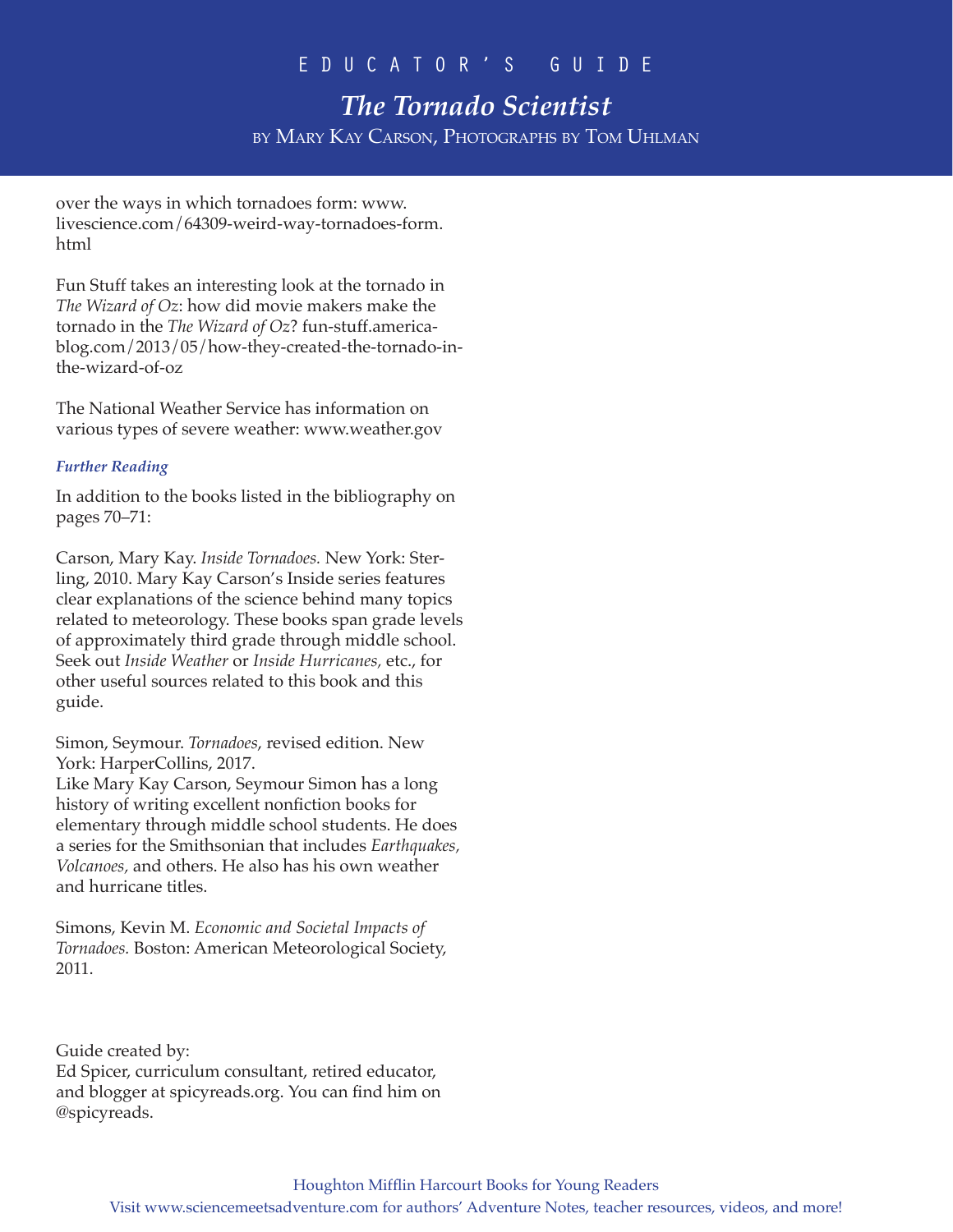over the ways in which tornadoes form: www.livescience.com/64309-weird-way-tornadoes-form.html

Fun Stuff takes an interesting look at the tornado in *The Wizard of Oz*: how did movie makers make the tornado in the *The Wizard of Oz*? fun-stuff.america-blog.com/2013/05/how-they-created-the-tornado-in-the-wizard-of-oz

The National Weather Service has information on various types of severe weather: www.weather.gov

***Further Reading***

In addition to the books listed in the bibliography on pages 70–71:

Carson, Mary Kay. *Inside Tornadoes.* New York: Sterling, 2010. Mary Kay Carson's Inside series features clear explanations of the science behind many topics related to meteorology. These books span grade levels of approximately third grade through middle school. Seek out *Inside Weather* or *Inside Hurricanes*, etc., for other useful sources related to this book and this guide.

Simon, Seymour. *Tornadoes*, revised edition. New York: HarperCollins, 2017.
Like Mary Kay Carson, Seymour Simon has a long history of writing excellent nonfiction books for elementary through middle school students. He does a series for the Smithsonian that includes *Earthquakes, Volcanoes*, and others. He also has his own weather and hurricane titles.

Simons, Kevin M. *Economic and Societal Impacts of Tornadoes.* Boston: American Meteorological Society, 2011.

Guide created by:
Ed Spicer, curriculum consultant, retired educator, and blogger at spicyreads.org. You can find him on @spicyreads.

Houghton Mifflin Harcourt Books for Young Readers
Visit www.sciencemeetsadventure.com for authors' Adventure Notes, teacher resources, videos, and more!